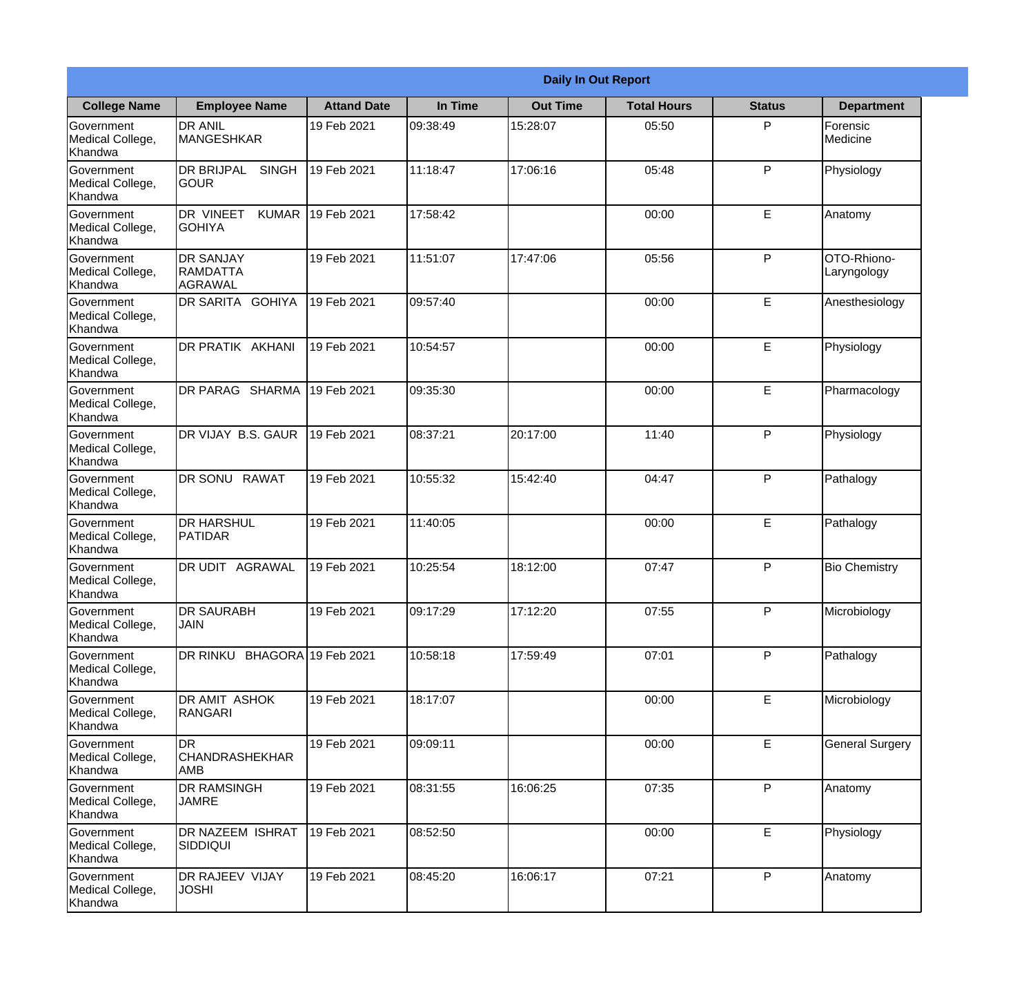| Daily In Out Report | | | | | | | |
|---|---|---|---|---|---|---|---|
| **College Name** | **Employee Name** | **Attand Date** | **In Time** | **Out Time** | **Total Hours** | **Status** | **Department** |
| Government Medical College, Khandwa | DR ANIL MANGESHKAR | 19 Feb 2021 | 09:38:49 | 15:28:07 | 05:50 | P | Forensic Medicine |
| Government Medical College, Khandwa | DR BRIJPAL SINGH GOUR | 19 Feb 2021 | 11:18:47 | 17:06:16 | 05:48 | P | Physiology |
| Government Medical College, Khandwa | DR VINEET KUMAR GOHIYA | 19 Feb 2021 | 17:58:42 | | 00:00 | E | Anatomy |
| Government Medical College, Khandwa | DR SANJAY RAMDATTA AGRAWAL | 19 Feb 2021 | 11:51:07 | 17:47:06 | 05:56 | P | OTO-Rhiono-Laryngology |
| Government Medical College, Khandwa | DR SARITA GOHIYA | 19 Feb 2021 | 09:57:40 | | 00:00 | E | Anesthesiology |
| Government Medical College, Khandwa | DR PRATIK AKHANI | 19 Feb 2021 | 10:54:57 | | 00:00 | E | Physiology |
| Government Medical College, Khandwa | DR PARAG SHARMA | 19 Feb 2021 | 09:35:30 | | 00:00 | E | Pharmacology |
| Government Medical College, Khandwa | DR VIJAY B.S. GAUR | 19 Feb 2021 | 08:37:21 | 20:17:00 | 11:40 | P | Physiology |
| Government Medical College, Khandwa | DR SONU RAWAT | 19 Feb 2021 | 10:55:32 | 15:42:40 | 04:47 | P | Pathalogy |
| Government Medical College, Khandwa | DR HARSHUL PATIDAR | 19 Feb 2021 | 11:40:05 | | 00:00 | E | Pathalogy |
| Government Medical College, Khandwa | DR UDIT AGRAWAL | 19 Feb 2021 | 10:25:54 | 18:12:00 | 07:47 | P | Bio Chemistry |
| Government Medical College, Khandwa | DR SAURABH JAIN | 19 Feb 2021 | 09:17:29 | 17:12:20 | 07:55 | P | Microbiology |
| Government Medical College, Khandwa | DR RINKU BHAGORA | 19 Feb 2021 | 10:58:18 | 17:59:49 | 07:01 | P | Pathalogy |
| Government Medical College, Khandwa | DR AMIT ASHOK RANGARI | 19 Feb 2021 | 18:17:07 | | 00:00 | E | Microbiology |
| Government Medical College, Khandwa | DR CHANDRASHEKHAR AMB | 19 Feb 2021 | 09:09:11 | | 00:00 | E | General Surgery |
| Government Medical College, Khandwa | DR RAMSINGH JAMRE | 19 Feb 2021 | 08:31:55 | 16:06:25 | 07:35 | P | Anatomy |
| Government Medical College, Khandwa | DR NAZEEM ISHRAT SIDDIQUI | 19 Feb 2021 | 08:52:50 | | 00:00 | E | Physiology |
| Government Medical College, Khandwa | DR RAJEEV VIJAY JOSHI | 19 Feb 2021 | 08:45:20 | 16:06:17 | 07:21 | P | Anatomy |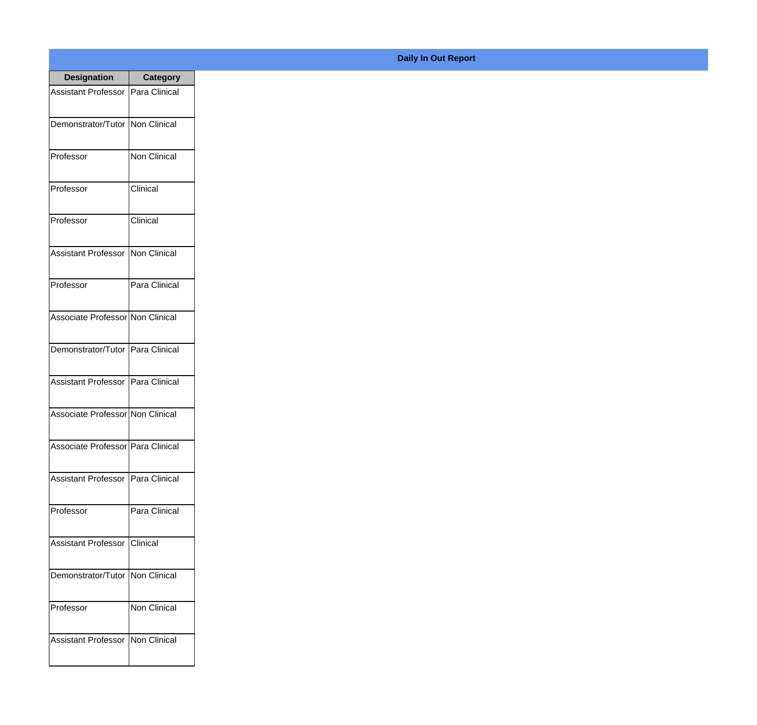**Daily In Out Report**

| Designation | Category |
|---|---|
| Assistant Professor | Para Clinical |
| Demonstrator/Tutor | Non Clinical |
| Professor | Non Clinical |
| Professor | Clinical |
| Professor | Clinical |
| Assistant Professor | Non Clinical |
| Professor | Para Clinical |
| Associate Professor | Non Clinical |
| Demonstrator/Tutor | Para Clinical |
| Assistant Professor | Para Clinical |
| Associate Professor | Non Clinical |
| Associate Professor | Para Clinical |
| Assistant Professor | Para Clinical |
| Professor | Para Clinical |
| Assistant Professor | Clinical |
| Demonstrator/Tutor | Non Clinical |
| Professor | Non Clinical |
| Assistant Professor | Non Clinical |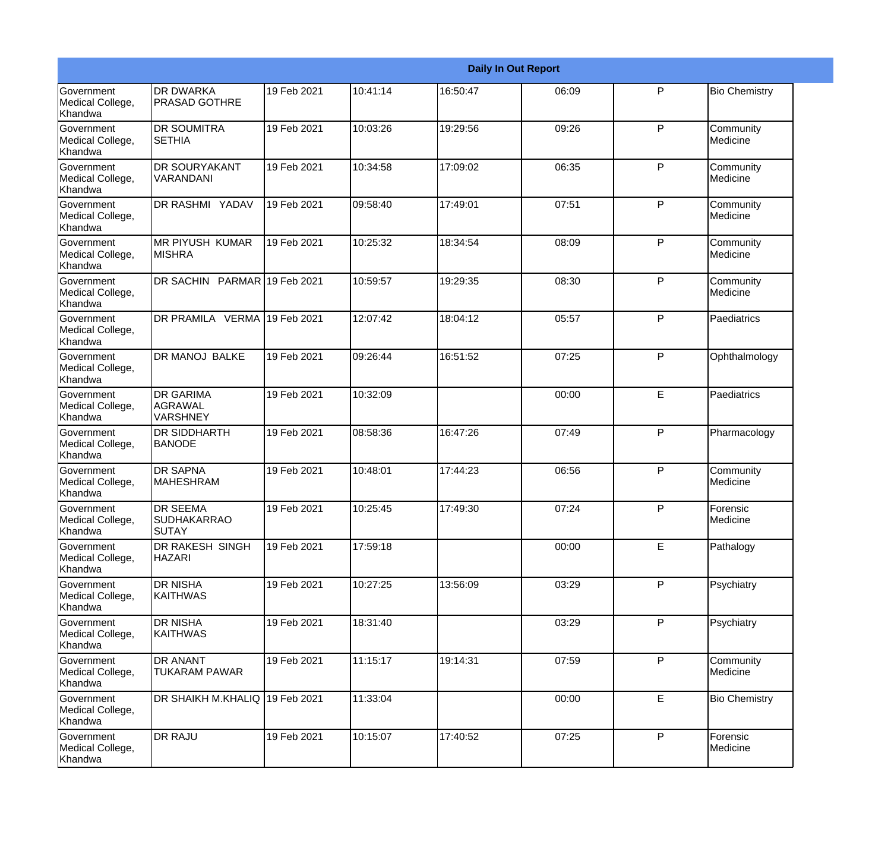| Daily In Out Report | | | | | | | |
|---|---|---|---|---|---|---|---|
| Government Medical College, Khandwa | DR DWARKA PRASAD GOTHRE | 19 Feb 2021 | 10:41:14 | 16:50:47 | 06:09 | P | Bio Chemistry |
| Government Medical College, Khandwa | DR SOUMITRA SETHIA | 19 Feb 2021 | 10:03:26 | 19:29:56 | 09:26 | P | Community Medicine |
| Government Medical College, Khandwa | DR SOURYAKANT VARANDANI | 19 Feb 2021 | 10:34:58 | 17:09:02 | 06:35 | P | Community Medicine |
| Government Medical College, Khandwa | DR RASHMI YADAV | 19 Feb 2021 | 09:58:40 | 17:49:01 | 07:51 | P | Community Medicine |
| Government Medical College, Khandwa | MR PIYUSH KUMAR MISHRA | 19 Feb 2021 | 10:25:32 | 18:34:54 | 08:09 | P | Community Medicine |
| Government Medical College, Khandwa | DR SACHIN PARMAR | 19 Feb 2021 | 10:59:57 | 19:29:35 | 08:30 | P | Community Medicine |
| Government Medical College, Khandwa | DR PRAMILA VERMA | 19 Feb 2021 | 12:07:42 | 18:04:12 | 05:57 | P | Paediatrics |
| Government Medical College, Khandwa | DR MANOJ BALKE | 19 Feb 2021 | 09:26:44 | 16:51:52 | 07:25 | P | Ophthalmology |
| Government Medical College, Khandwa | DR GARIMA AGRAWAL VARSHNEY | 19 Feb 2021 | 10:32:09 | | 00:00 | E | Paediatrics |
| Government Medical College, Khandwa | DR SIDDHARTH BANODE | 19 Feb 2021 | 08:58:36 | 16:47:26 | 07:49 | P | Pharmacology |
| Government Medical College, Khandwa | DR SAPNA MAHESHRAM | 19 Feb 2021 | 10:48:01 | 17:44:23 | 06:56 | P | Community Medicine |
| Government Medical College, Khandwa | DR SEEMA SUDHAKARRAO SUTAY | 19 Feb 2021 | 10:25:45 | 17:49:30 | 07:24 | P | Forensic Medicine |
| Government Medical College, Khandwa | DR RAKESH SINGH HAZARI | 19 Feb 2021 | 17:59:18 | | 00:00 | E | Pathalogy |
| Government Medical College, Khandwa | DR NISHA KAITHWAS | 19 Feb 2021 | 10:27:25 | 13:56:09 | 03:29 | P | Psychiatry |
| Government Medical College, Khandwa | DR NISHA KAITHWAS | 19 Feb 2021 | 18:31:40 | | 03:29 | P | Psychiatry |
| Government Medical College, Khandwa | DR ANANT TUKARAM PAWAR | 19 Feb 2021 | 11:15:17 | 19:14:31 | 07:59 | P | Community Medicine |
| Government Medical College, Khandwa | DR SHAIKH M.KHALIQ | 19 Feb 2021 | 11:33:04 | | 00:00 | E | Bio Chemistry |
| Government Medical College, Khandwa | DR RAJU | 19 Feb 2021 | 10:15:07 | 17:40:52 | 07:25 | P | Forensic Medicine |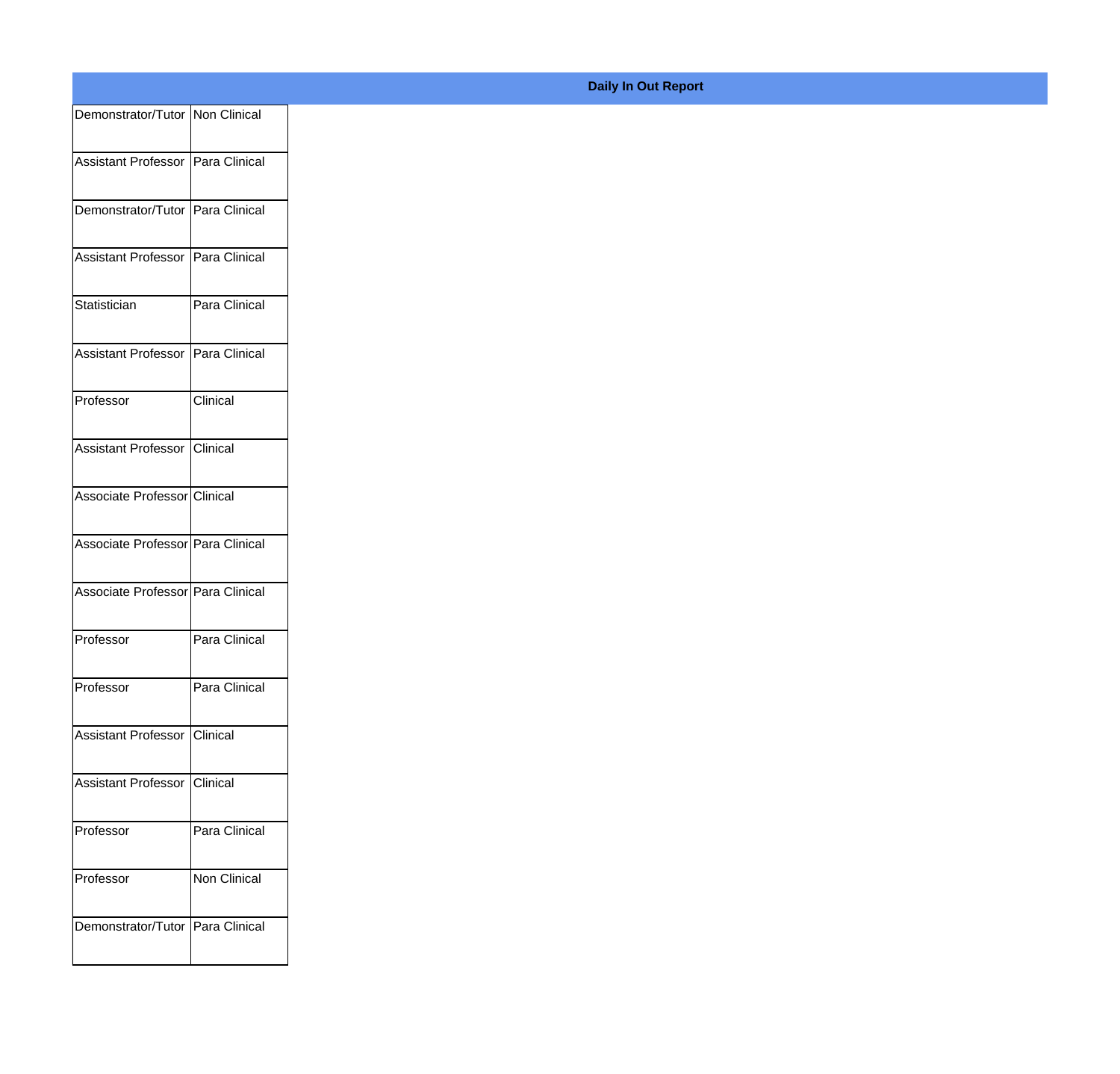**Daily In Out Report**

| | |
|---|---|
| Demonstrator/Tutor | Non Clinical |
| Assistant Professor | Para Clinical |
| Demonstrator/Tutor | Para Clinical |
| Assistant Professor | Para Clinical |
| Statistician | Para Clinical |
| Assistant Professor | Para Clinical |
| Professor | Clinical |
| Assistant Professor | Clinical |
| Associate Professor | Clinical |
| Associate Professor | Para Clinical |
| Associate Professor | Para Clinical |
| Professor | Para Clinical |
| Professor | Para Clinical |
| Assistant Professor | Clinical |
| Assistant Professor | Clinical |
| Professor | Para Clinical |
| Professor | Non Clinical |
| Demonstrator/Tutor | Para Clinical |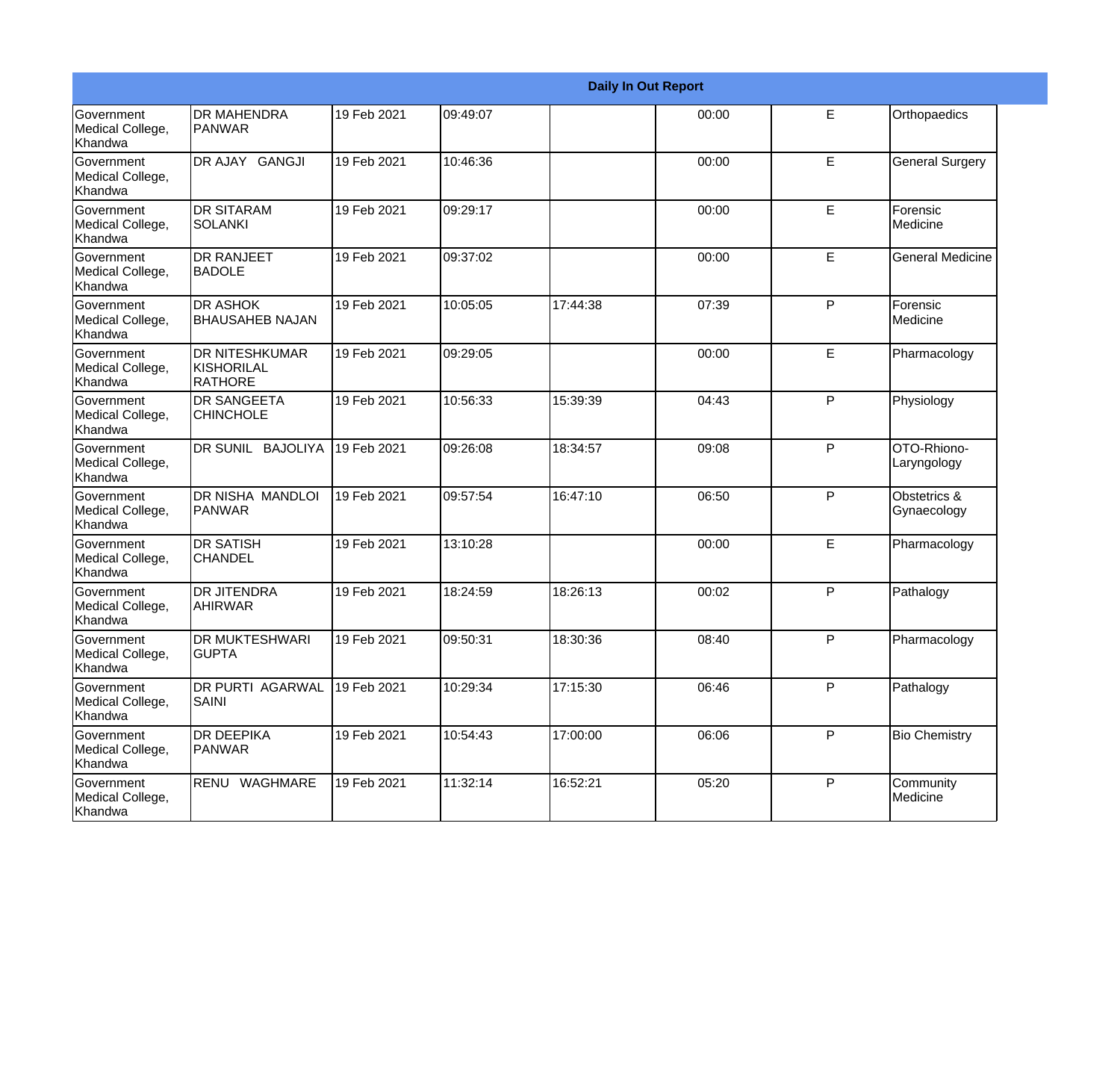| Daily In Out Report | | | | | | | |
|---|---|---|---|---|---|---|---|
| Government Medical College, Khandwa | DR MAHENDRA PANWAR | 19 Feb 2021 | 09:49:07 | | 00:00 | E | Orthopaedics |
| Government Medical College, Khandwa | DR AJAY GANGJI | 19 Feb 2021 | 10:46:36 | | 00:00 | E | General Surgery |
| Government Medical College, Khandwa | DR SITARAM SOLANKI | 19 Feb 2021 | 09:29:17 | | 00:00 | E | Forensic Medicine |
| Government Medical College, Khandwa | DR RANJEET BADOLE | 19 Feb 2021 | 09:37:02 | | 00:00 | E | General Medicine |
| Government Medical College, Khandwa | DR ASHOK BHAUSAHEB NAJAN | 19 Feb 2021 | 10:05:05 | 17:44:38 | 07:39 | P | Forensic Medicine |
| Government Medical College, Khandwa | DR NITESHKUMAR KISHORILAL RATHORE | 19 Feb 2021 | 09:29:05 | | 00:00 | E | Pharmacology |
| Government Medical College, Khandwa | DR SANGEETA CHINCHOLE | 19 Feb 2021 | 10:56:33 | 15:39:39 | 04:43 | P | Physiology |
| Government Medical College, Khandwa | DR SUNIL BAJOLIYA | 19 Feb 2021 | 09:26:08 | 18:34:57 | 09:08 | P | OTO-Rhiono-Laryngology |
| Government Medical College, Khandwa | DR NISHA MANDLOI PANWAR | 19 Feb 2021 | 09:57:54 | 16:47:10 | 06:50 | P | Obstetrics & Gynaecology |
| Government Medical College, Khandwa | DR SATISH CHANDEL | 19 Feb 2021 | 13:10:28 | | 00:00 | E | Pharmacology |
| Government Medical College, Khandwa | DR JITENDRA AHIRWAR | 19 Feb 2021 | 18:24:59 | 18:26:13 | 00:02 | P | Pathalogy |
| Government Medical College, Khandwa | DR MUKTESHWARI GUPTA | 19 Feb 2021 | 09:50:31 | 18:30:36 | 08:40 | P | Pharmacology |
| Government Medical College, Khandwa | DR PURTI AGARWAL SAINI | 19 Feb 2021 | 10:29:34 | 17:15:30 | 06:46 | P | Pathalogy |
| Government Medical College, Khandwa | DR DEEPIKA PANWAR | 19 Feb 2021 | 10:54:43 | 17:00:00 | 06:06 | P | Bio Chemistry |
| Government Medical College, Khandwa | RENU WAGHMARE | 19 Feb 2021 | 11:32:14 | 16:52:21 | 05:20 | P | Community Medicine |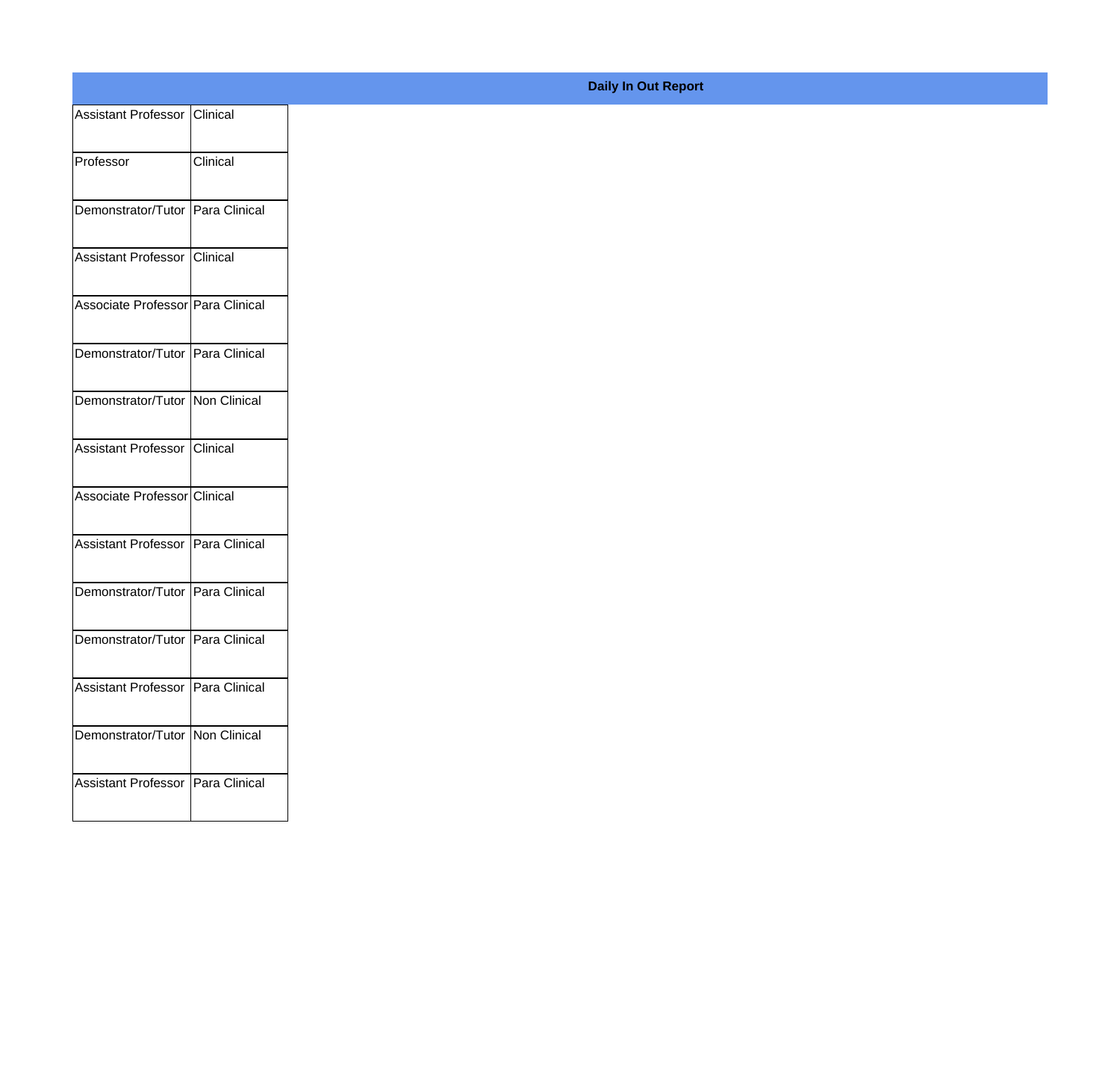**Daily In Out Report**

| | |
|---|---|
| Assistant Professor | Clinical |
| Professor | Clinical |
| Demonstrator/Tutor | Para Clinical |
| Assistant Professor | Clinical |
| Associate Professor | Para Clinical |
| Demonstrator/Tutor | Para Clinical |
| Demonstrator/Tutor | Non Clinical |
| Assistant Professor | Clinical |
| Associate Professor | Clinical |
| Assistant Professor | Para Clinical |
| Demonstrator/Tutor | Para Clinical |
| Demonstrator/Tutor | Para Clinical |
| Assistant Professor | Para Clinical |
| Demonstrator/Tutor | Non Clinical |
| Assistant Professor | Para Clinical |